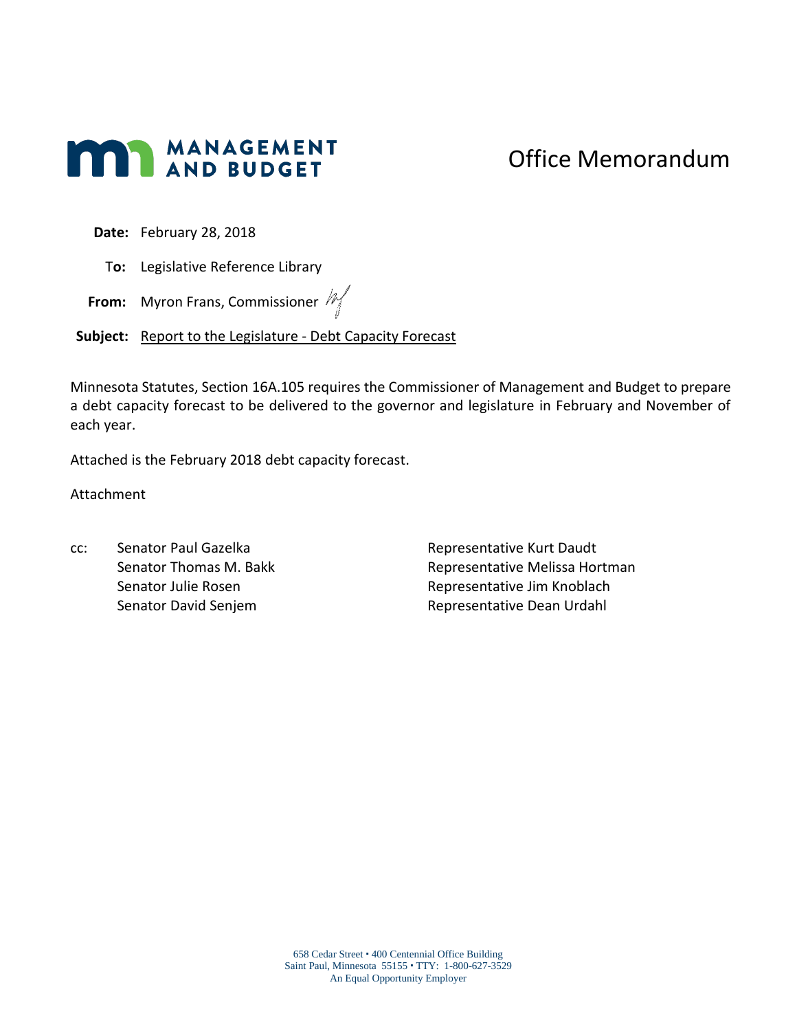**MANAGEMENT AND BUDGET**

# Office Memorandum

**Date:** February 28, 2018

**To:** Legislative Reference Library

**From:** Myron Frans, Commissioner

**Subject:** Report to the Legislature - Debt Capacity Forecast

Minnesota Statutes, Section 16A.105 requires the Commissioner of Management and Budget to prepare a debt capacity forecast to be delivered to the governor and legislature in February and November of each year.

Attached is the February 2018 debt capacity forecast.

Attachment

cc:
Senator Paul Gazelka
Senator Thomas M. Bakk
Senator Julie Rosen
Senator David Senjem
Representative Kurt Daudt
Representative Melissa Hortman
Representative Jim Knoblach
Representative Dean Urdahl

658 Cedar Street • 400 Centennial Office Building
Saint Paul, Minnesota 55155 • TTY: 1-800-627-3529
An Equal Opportunity Employer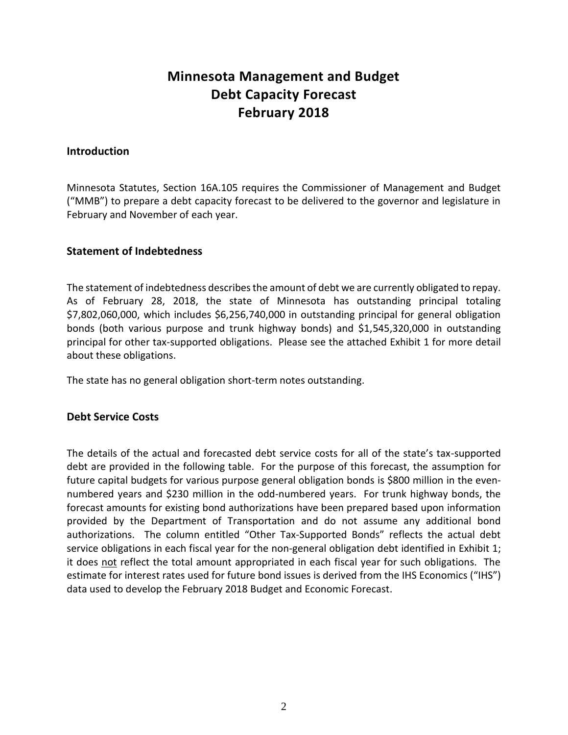# Minnesota Management and Budget
# Debt Capacity Forecast
# February 2018

## Introduction

Minnesota Statutes, Section 16A.105 requires the Commissioner of Management and Budget ("MMB") to prepare a debt capacity forecast to be delivered to the governor and legislature in February and November of each year.

## Statement of Indebtedness

The statement of indebtedness describes the amount of debt we are currently obligated to repay. As of February 28, 2018, the state of Minnesota has outstanding principal totaling $7,802,060,000, which includes $6,256,740,000 in outstanding principal for general obligation bonds (both various purpose and trunk highway bonds) and $1,545,320,000 in outstanding principal for other tax-supported obligations. Please see the attached Exhibit 1 for more detail about these obligations.

The state has no general obligation short-term notes outstanding.

## Debt Service Costs

The details of the actual and forecasted debt service costs for all of the state's tax-supported debt are provided in the following table. For the purpose of this forecast, the assumption for future capital budgets for various purpose general obligation bonds is $800 million in the even-numbered years and $230 million in the odd-numbered years. For trunk highway bonds, the forecast amounts for existing bond authorizations have been prepared based upon information provided by the Department of Transportation and do not assume any additional bond authorizations. The column entitled "Other Tax-Supported Bonds" reflects the actual debt service obligations in each fiscal year for the non-general obligation debt identified in Exhibit 1; it does not reflect the total amount appropriated in each fiscal year for such obligations. The estimate for interest rates used for future bond issues is derived from the IHS Economics ("IHS") data used to develop the February 2018 Budget and Economic Forecast.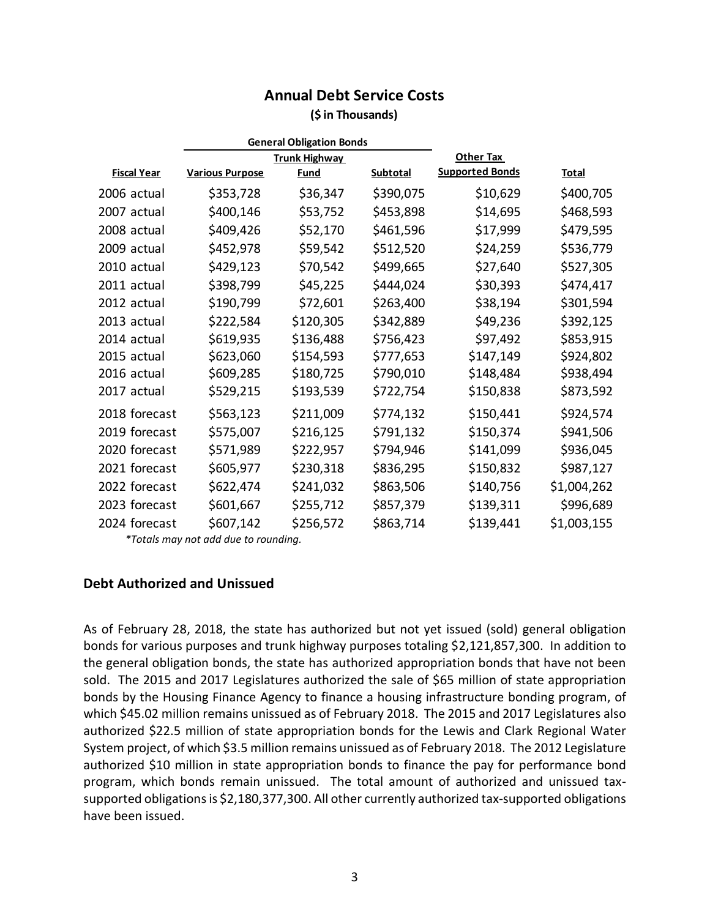## Annual Debt Service Costs

**($ in Thousands)**

| | General Obligation Bonds | | | | |
|---|---|---|---|---|---|
| Fiscal Year | Various Purpose | Trunk Highway Fund | Subtotal | Other Tax Supported Bonds | Total |
| 2006 actual | $353,728 | $36,347 | $390,075 | $10,629 | $400,705 |
| 2007 actual | $400,146 | $53,752 | $453,898 | $14,695 | $468,593 |
| 2008 actual | $409,426 | $52,170 | $461,596 | $17,999 | $479,595 |
| 2009 actual | $452,978 | $59,542 | $512,520 | $24,259 | $536,779 |
| 2010 actual | $429,123 | $70,542 | $499,665 | $27,640 | $527,305 |
| 2011 actual | $398,799 | $45,225 | $444,024 | $30,393 | $474,417 |
| 2012 actual | $190,799 | $72,601 | $263,400 | $38,194 | $301,594 |
| 2013 actual | $222,584 | $120,305 | $342,889 | $49,236 | $392,125 |
| 2014 actual | $619,935 | $136,488 | $756,423 | $97,492 | $853,915 |
| 2015 actual | $623,060 | $154,593 | $777,653 | $147,149 | $924,802 |
| 2016 actual | $609,285 | $180,725 | $790,010 | $148,484 | $938,494 |
| 2017 actual | $529,215 | $193,539 | $722,754 | $150,838 | $873,592 |
| 2018 forecast | $563,123 | $211,009 | $774,132 | $150,441 | $924,574 |
| 2019 forecast | $575,007 | $216,125 | $791,132 | $150,374 | $941,506 |
| 2020 forecast | $571,989 | $222,957 | $794,946 | $141,099 | $936,045 |
| 2021 forecast | $605,977 | $230,318 | $836,295 | $150,832 | $987,127 |
| 2022 forecast | $622,474 | $241,032 | $863,506 | $140,756 | $1,004,262 |
| 2023 forecast | $601,667 | $255,712 | $857,379 | $139,311 | $996,689 |
| 2024 forecast | $607,142 | $256,572 | $863,714 | $139,441 | $1,003,155 |

*Totals may not add due to rounding.*

### Debt Authorized and Unissued

As of February 28, 2018, the state has authorized but not yet issued (sold) general obligation bonds for various purposes and trunk highway purposes totaling $2,121,857,300. In addition to the general obligation bonds, the state has authorized appropriation bonds that have not been sold. The 2015 and 2017 Legislatures authorized the sale of $65 million of state appropriation bonds by the Housing Finance Agency to finance a housing infrastructure bonding program, of which $45.02 million remains unissued as of February 2018. The 2015 and 2017 Legislatures also authorized $22.5 million of state appropriation bonds for the Lewis and Clark Regional Water System project, of which $3.5 million remains unissued as of February 2018. The 2012 Legislature authorized $10 million in state appropriation bonds to finance the pay for performance bond program, which bonds remain unissued. The total amount of authorized and unissued tax-supported obligations is $2,180,377,300. All other currently authorized tax-supported obligations have been issued.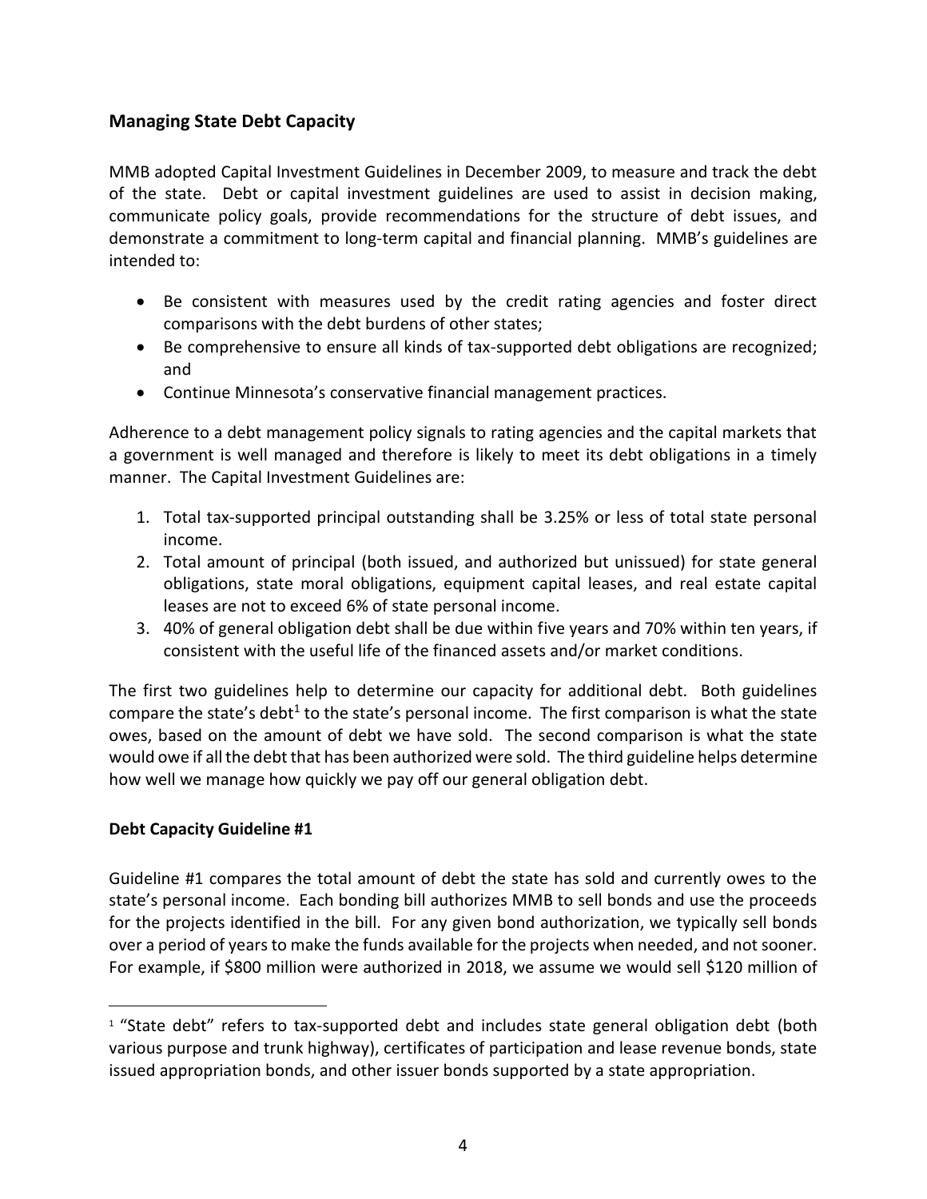## Managing State Debt Capacity

MMB adopted Capital Investment Guidelines in December 2009, to measure and track the debt of the state. Debt or capital investment guidelines are used to assist in decision making, communicate policy goals, provide recommendations for the structure of debt issues, and demonstrate a commitment to long-term capital and financial planning. MMB's guidelines are intended to:

- Be consistent with measures used by the credit rating agencies and foster direct comparisons with the debt burdens of other states;
- Be comprehensive to ensure all kinds of tax-supported debt obligations are recognized; and
- Continue Minnesota's conservative financial management practices.

Adherence to a debt management policy signals to rating agencies and the capital markets that a government is well managed and therefore is likely to meet its debt obligations in a timely manner. The Capital Investment Guidelines are:

1. Total tax-supported principal outstanding shall be 3.25% or less of total state personal income.
2. Total amount of principal (both issued, and authorized but unissued) for state general obligations, state moral obligations, equipment capital leases, and real estate capital leases are not to exceed 6% of state personal income.
3. 40% of general obligation debt shall be due within five years and 70% within ten years, if consistent with the useful life of the financed assets and/or market conditions.

The first two guidelines help to determine our capacity for additional debt. Both guidelines compare the state's debt[1] to the state's personal income. The first comparison is what the state owes, based on the amount of debt we have sold. The second comparison is what the state would owe if all the debt that has been authorized were sold. The third guideline helps determine how well we manage how quickly we pay off our general obligation debt.

### Debt Capacity Guideline #1

Guideline #1 compares the total amount of debt the state has sold and currently owes to the state's personal income. Each bonding bill authorizes MMB to sell bonds and use the proceeds for the projects identified in the bill. For any given bond authorization, we typically sell bonds over a period of years to make the funds available for the projects when needed, and not sooner. For example, if $800 million were authorized in 2018, we assume we would sell $120 million of

[1] "State debt" refers to tax-supported debt and includes state general obligation debt (both various purpose and trunk highway), certificates of participation and lease revenue bonds, state issued appropriation bonds, and other issuer bonds supported by a state appropriation.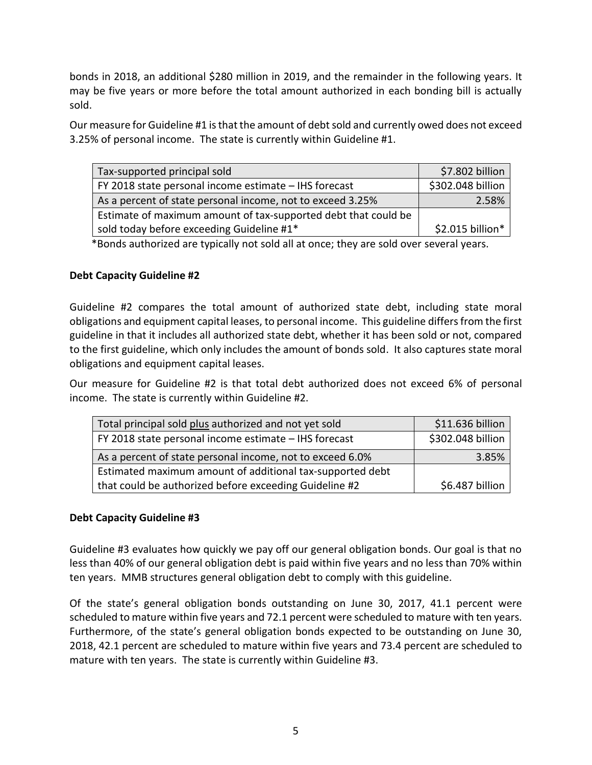bonds in 2018, an additional $280 million in 2019, and the remainder in the following years. It may be five years or more before the total amount authorized in each bonding bill is actually sold.

Our measure for Guideline #1 is that the amount of debt sold and currently owed does not exceed 3.25% of personal income. The state is currently within Guideline #1.

| | |
|---|---:|
| Tax-supported principal sold | $7.802 billion |
| FY 2018 state personal income estimate – IHS forecast | $302.048 billion |
| As a percent of state personal income, not to exceed 3.25% | 2.58% |
| Estimate of maximum amount of tax-supported debt that could be sold today before exceeding Guideline #1* | $2.015 billion* |

*Bonds authorized are typically not sold all at once; they are sold over several years.

**Debt Capacity Guideline #2**

Guideline #2 compares the total amount of authorized state debt, including state moral obligations and equipment capital leases, to personal income. This guideline differs from the first guideline in that it includes all authorized state debt, whether it has been sold or not, compared to the first guideline, which only includes the amount of bonds sold. It also captures state moral obligations and equipment capital leases.

Our measure for Guideline #2 is that total debt authorized does not exceed 6% of personal income. The state is currently within Guideline #2.

| | |
|---|---:|
| Total principal sold plus authorized and not yet sold | $11.636 billion |
| FY 2018 state personal income estimate – IHS forecast | $302.048 billion |
| As a percent of state personal income, not to exceed 6.0% | 3.85% |
| Estimated maximum amount of additional tax-supported debt that could be authorized before exceeding Guideline #2 | $6.487 billion |

**Debt Capacity Guideline #3**

Guideline #3 evaluates how quickly we pay off our general obligation bonds. Our goal is that no less than 40% of our general obligation debt is paid within five years and no less than 70% within ten years. MMB structures general obligation debt to comply with this guideline.

Of the state's general obligation bonds outstanding on June 30, 2017, 41.1 percent were scheduled to mature within five years and 72.1 percent were scheduled to mature with ten years. Furthermore, of the state's general obligation bonds expected to be outstanding on June 30, 2018, 42.1 percent are scheduled to mature within five years and 73.4 percent are scheduled to mature with ten years. The state is currently within Guideline #3.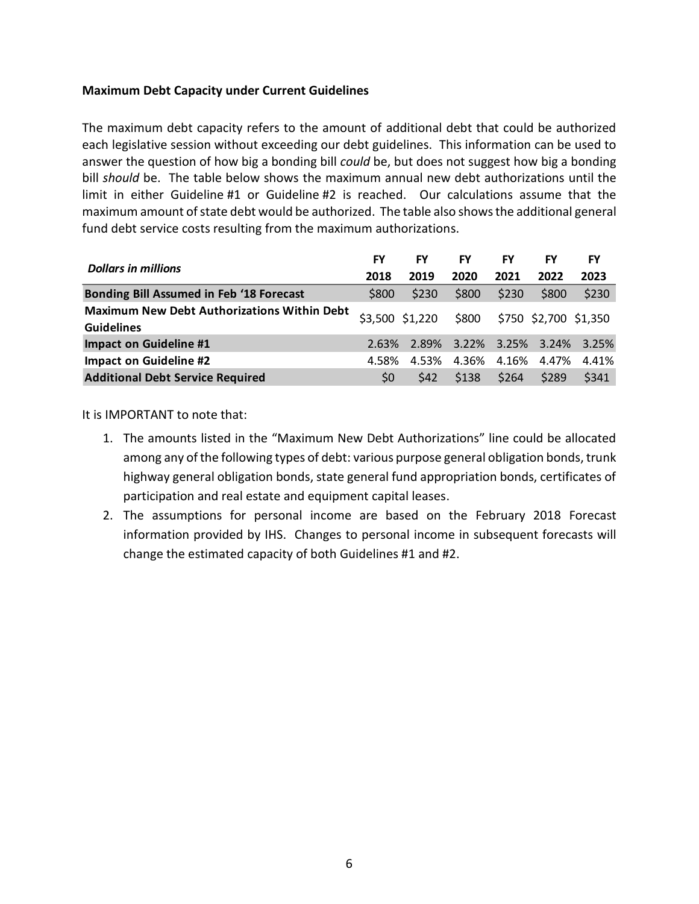**Maximum Debt Capacity under Current Guidelines**

The maximum debt capacity refers to the amount of additional debt that could be authorized each legislative session without exceeding our debt guidelines. This information can be used to answer the question of how big a bonding bill *could* be, but does not suggest how big a bonding bill *should* be. The table below shows the maximum annual new debt authorizations until the limit in either Guideline #1 or Guideline #2 is reached. Our calculations assume that the maximum amount of state debt would be authorized. The table also shows the additional general fund debt service costs resulting from the maximum authorizations.

| *Dollars in millions* | FY 2018 | FY 2019 | FY 2020 | FY 2021 | FY 2022 | FY 2023 |
|---|---|---|---|---|---|---|
| **Bonding Bill Assumed in Feb '18 Forecast** | $800 | $230 | $800 | $230 | $800 | $230 |
| **Maximum New Debt Authorizations Within Debt Guidelines** | $3,500 | $1,220 | $800 | $750 | $2,700 | $1,350 |
| **Impact on Guideline #1** | 2.63% | 2.89% | 3.22% | 3.25% | 3.24% | 3.25% |
| **Impact on Guideline #2** | 4.58% | 4.53% | 4.36% | 4.16% | 4.47% | 4.41% |
| **Additional Debt Service Required** | $0 | $42 | $138 | $264 | $289 | $341 |

It is IMPORTANT to note that:

1. The amounts listed in the "Maximum New Debt Authorizations" line could be allocated among any of the following types of debt: various purpose general obligation bonds, trunk highway general obligation bonds, state general fund appropriation bonds, certificates of participation and real estate and equipment capital leases.
2. The assumptions for personal income are based on the February 2018 Forecast information provided by IHS. Changes to personal income in subsequent forecasts will change the estimated capacity of both Guidelines #1 and #2.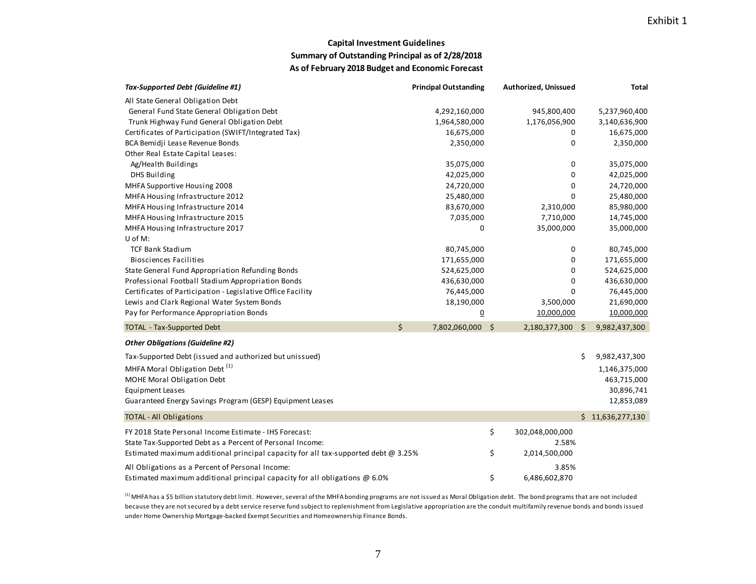Exhibit 1

# Capital Investment Guidelines
## Summary of Outstanding Principal as of 2/28/2018
## As of February 2018 Budget and Economic Forecast

| *Tax-Supported Debt (Guideline #1)* | Principal Outstanding | Authorized, Unissued | Total |
|---|---|---|---|
| All State General Obligation Debt | | | |
| General Fund State General Obligation Debt | 4,292,160,000 | 945,800,400 | 5,237,960,400 |
| Trunk Highway Fund General Obligation Debt | 1,964,580,000 | 1,176,056,900 | 3,140,636,900 |
| Certificates of Participation (SWIFT/Integrated Tax) | 16,675,000 | 0 | 16,675,000 |
| BCA Bemidji Lease Revenue Bonds | 2,350,000 | 0 | 2,350,000 |
| Other Real Estate Capital Leases: | | | |
| Ag/Health Buildings | 35,075,000 | 0 | 35,075,000 |
| DHS Building | 42,025,000 | 0 | 42,025,000 |
| MHFA Supportive Housing 2008 | 24,720,000 | 0 | 24,720,000 |
| MHFA Housing Infrastructure 2012 | 25,480,000 | 0 | 25,480,000 |
| MHFA Housing Infrastructure 2014 | 83,670,000 | 2,310,000 | 85,980,000 |
| MHFA Housing Infrastructure 2015 | 7,035,000 | 7,710,000 | 14,745,000 |
| MHFA Housing Infrastructure 2017 | 0 | 35,000,000 | 35,000,000 |
| U of M: | | | |
| TCF Bank Stadium | 80,745,000 | 0 | 80,745,000 |
| Biosciences Facilities | 171,655,000 | 0 | 171,655,000 |
| State General Fund Appropriation Refunding Bonds | 524,625,000 | 0 | 524,625,000 |
| Professional Football Stadium Appropriation Bonds | 436,630,000 | 0 | 436,630,000 |
| Certificates of Participation - Legislative Office Facility | 76,445,000 | 0 | 76,445,000 |
| Lewis and Clark Regional Water System Bonds | 18,190,000 | 3,500,000 | 21,690,000 |
| Pay for Performance Appropriation Bonds | 0 | 10,000,000 | 10,000,000 |
| TOTAL - Tax-Supported Debt | $ 7,802,060,000 | $ 2,180,377,300 | $ 9,982,437,300 |

| *Other Obligations (Guideline #2)* | | |
|---|---|---|
| Tax-Supported Debt (issued and authorized but unissued) | | $ 9,982,437,300 |
| MHFA Moral Obligation Debt [1] | | 1,146,375,000 |
| MOHE Moral Obligation Debt | | 463,715,000 |
| Equipment Leases | | 30,896,741 |
| Guaranteed Energy Savings Program (GESP) Equipment Leases | | 12,853,089 |
| TOTAL - All Obligations | | $ 11,636,277,130 |
| FY 2018 State Personal Income Estimate - IHS Forecast: | $ 302,048,000,000 | |
| State Tax-Supported Debt as a Percent of Personal Income: | 2.58% | |
| Estimated maximum additional principal capacity for all tax-supported debt @ 3.25% | $ 2,014,500,000 | |
| All Obligations as a Percent of Personal Income: | 3.85% | |
| Estimated maximum additional principal capacity for all obligations @ 6.0% | $ 6,486,602,870 | |

[1] MHFA has a $5 billion statutory debt limit. However, several of the MHFA bonding programs are not issued as Moral Obligation debt. The bond programs that are not included because they are not secured by a debt service reserve fund subject to replenishment from Legislative appropriation are the conduit multifamily revenue bonds and bonds issued under Home Ownership Mortgage-backed Exempt Securities and Homeownership Finance Bonds.